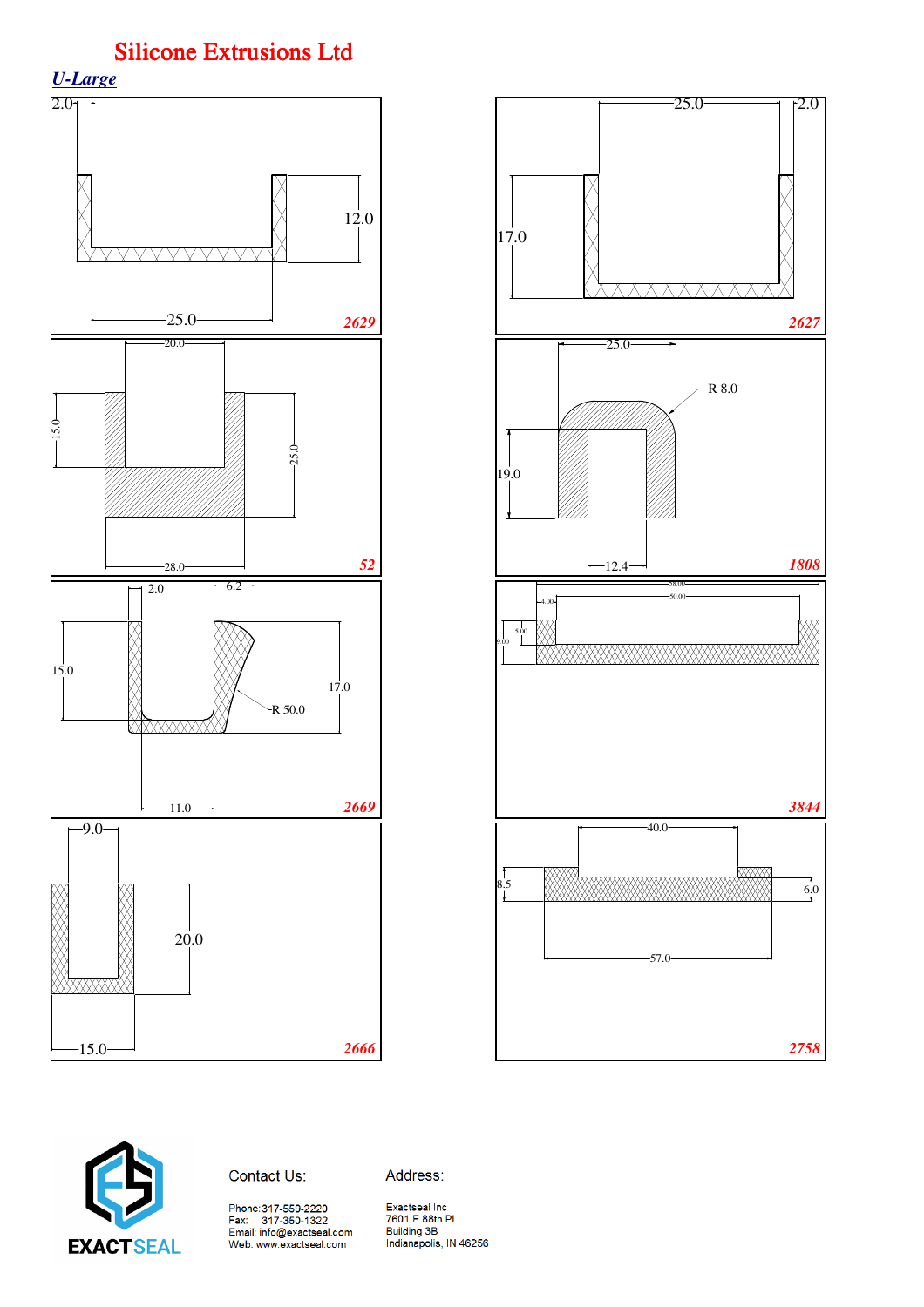# Silicone Extrusions Ltd

## U-Large

2.0

12.0

25.0

2629

25.0

2.0

17.0

2627

20.0

15.0

25.0

28.0

52

25.0

R 8.0

19.0

12.4

1808

2.0

6.2

15.0

17.0

R 50.0

11.0

2669

58.00

50.00

4.00

5.00

9.00

3844

9.0

20.0

15.0

2666

40.0

8.5

6.0

57.0

2758

EXACTSEAL

Contact Us:

Phone: 317-559-2220
Fax: 317-350-1322
Email: info@exactseal.com
Web: www.exactseal.com

Address:

Exactseal Inc
7601 E 88th Pl.
Building 3B
Indianapolis, IN 46256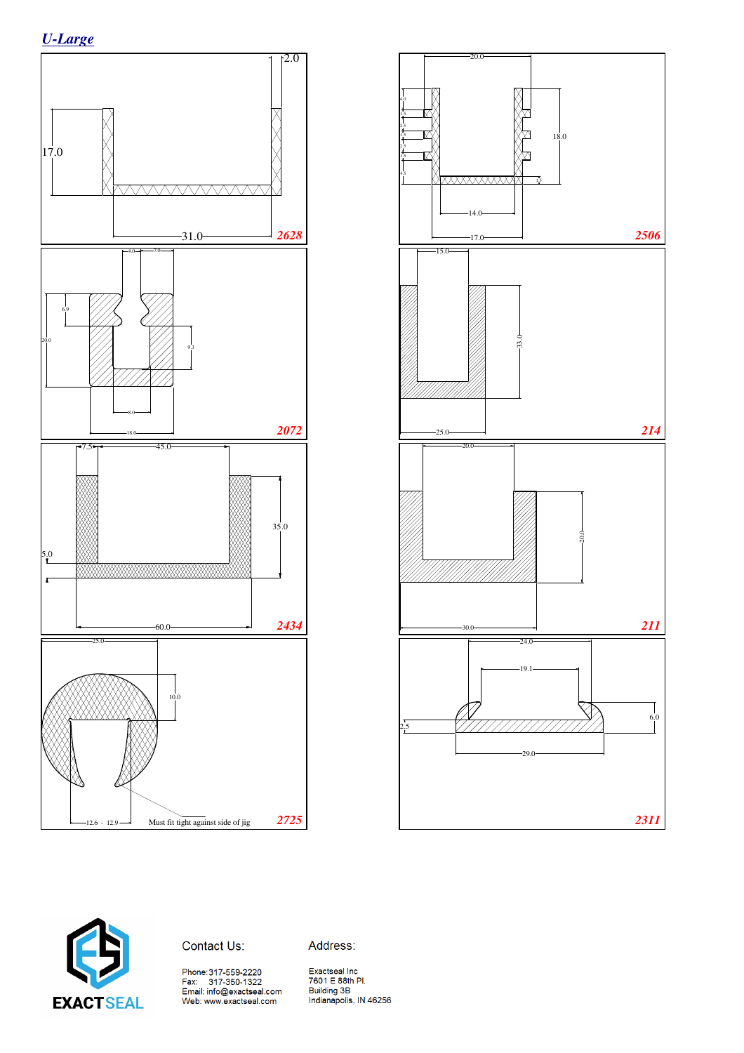## U-Large

2.0

17.0

31.0

**2628**

20.0

4.0

1.5

2.5

1.5

2.5

1.5

4.5

18.0

1.5

14.0

17.0

**2506**

4.0

7.0

6.9

20.0

9.3

8.0

18.0

**2072**

15.0

33.0

25.0

**214**

7.5

45.0

35.0

5.0

60.0

**2434**

20.0

20.0

30.0

**211**

25.0

10.0

12.6 - 12.9

Must fit tight against side of jig

**2725**

24.0

19.1

2.5

6.0

29.0

**2311**

EXACTSEAL

Contact Us:

Phone: 317-559-2220
Fax: 317-350-1322
Email: info@exactseal.com
Web: www.exactseal.com

Address:

Exactseal Inc
7601 E 88th Pl.
Building 3B
Indianapolis, IN 46256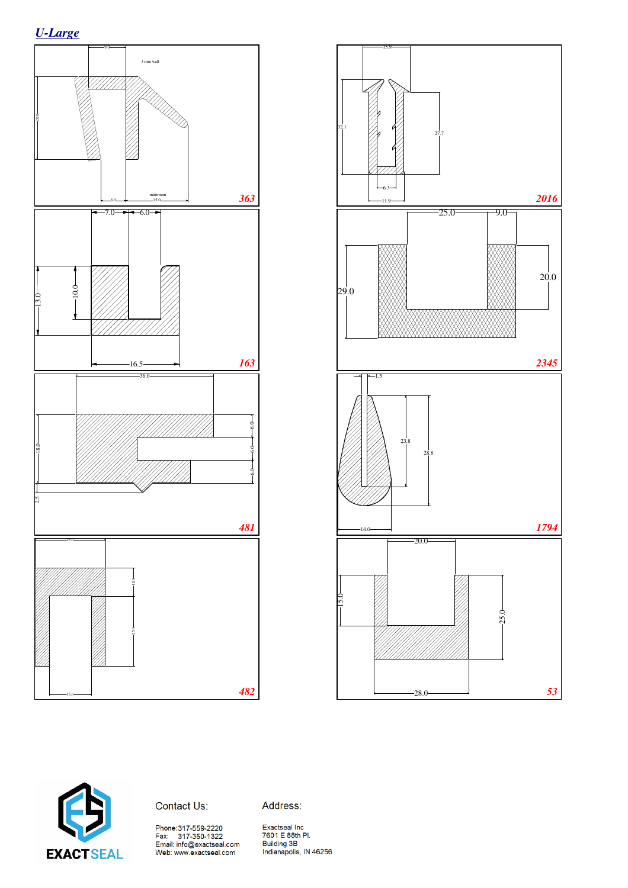## *U-Large*

9.0

3 mm wall

20.0

6.0

minimum 15.0

**363**

15.9

32.1

27.7

6.3

11.9

**2016**

7.0

6.0

13.0

10.0

16.5

**163**

25.0

9.0

29.0

20.0

**2345**

36.0

18.0

6.0

6.0

6.0

2.5

**481**

1.5

23.8

28.8

14.0

**1794**

25.0

10.0

25.0

15.0

**482**

20.0

15.0

25.0

28.0

**53**

EXACTSEAL

Contact Us:

Phone: 317-559-2220
Fax: 317-350-1322
Email: info@exactseal.com
Web: www.exactseal.com

Address:

Exactseal Inc
7601 E 88th Pl.
Building 3B
Indianapolis, IN 46256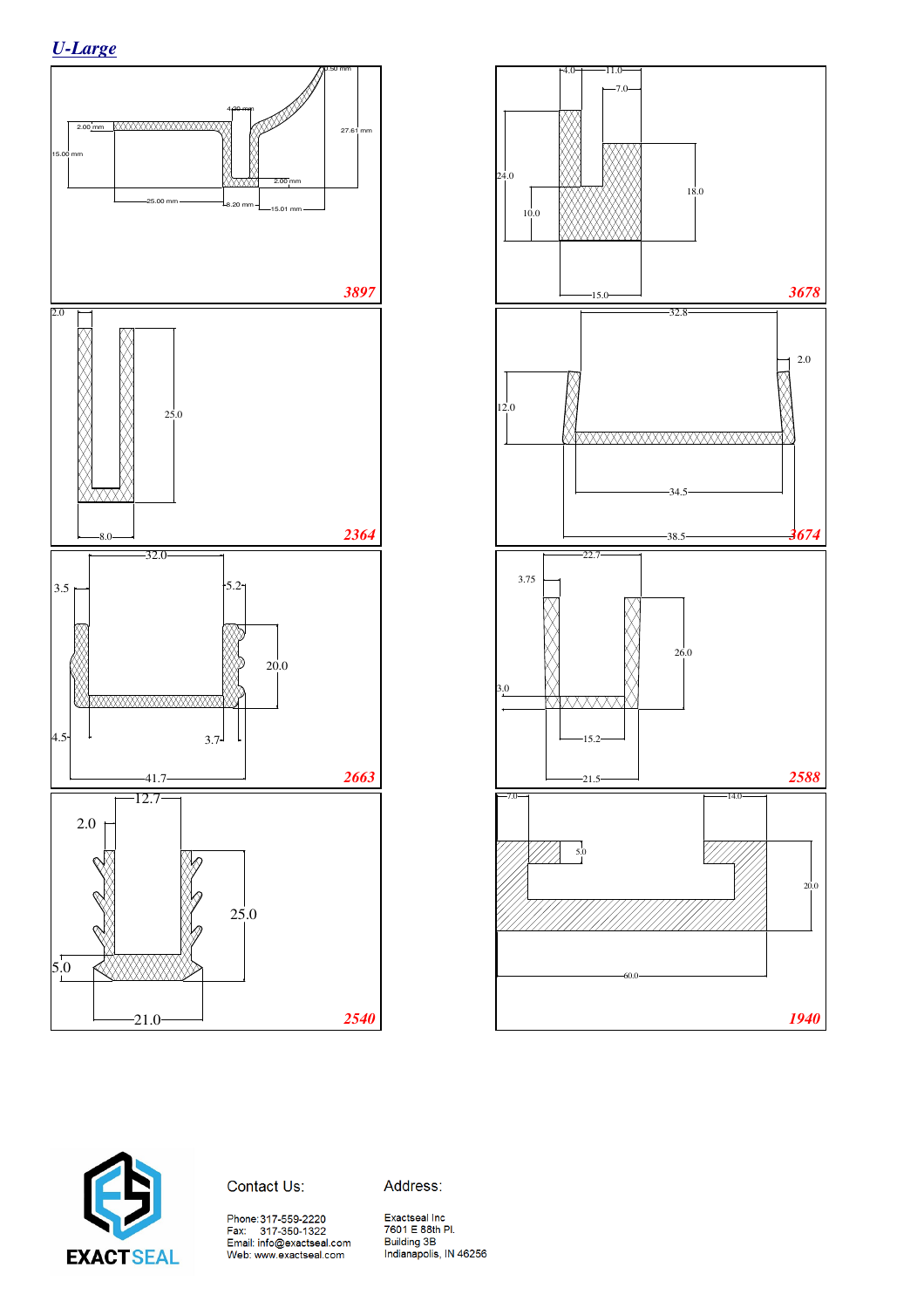## *U-Large*

2.00 mm
15.00 mm
4.20 mm
0.50 mm
27.61 mm
2.00 mm
25.00 mm
6.20 mm
15.01 mm

**3897**

4.0
11.0
7.0
24.0
10.0
18.0
15.0

**3678**

2.0
25.0
8.0

**2364**

32.8
2.0
12.0
34.5
38.5

**3674**

32.0
3.5
5.2
20.0
4.5
3.7
41.7

**2663**

22.7
3.75
26.0
3.0
15.2
21.5

**2588**

12.7
2.0
25.0
5.0
21.0

**2540**

7.0
14.0
5.0
20.0
60.0

**1940**

EXACTSEAL

Contact Us:

Phone: 317-559-2220
Fax: 317-350-1322
Email: info@exactseal.com
Web: www.exactseal.com

Address:

Exactseal Inc
7601 E 88th Pl.
Building 3B
Indianapolis, IN 46256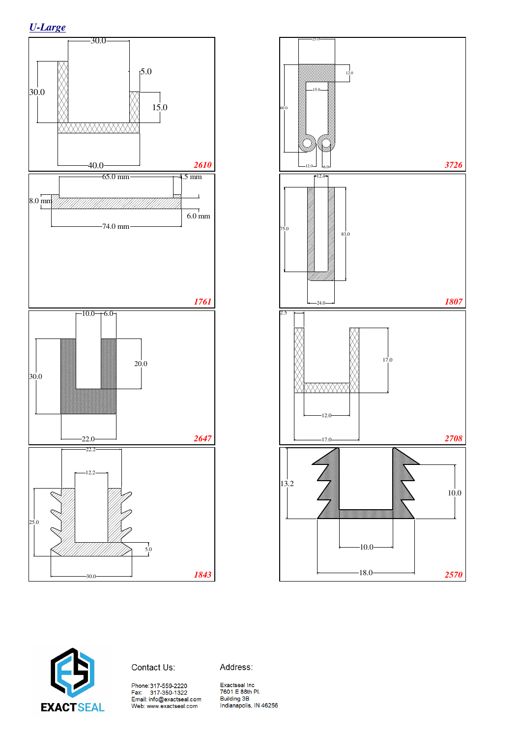## *U-Large*

30.0
5.0
30.0
15.0
40.0
*2610*

25.0
12.0
15.0
60.0
12.0
6.0
*3726*

65.0 mm
4.5 mm
8.0 mm
6.0 mm
74.0 mm
*1761*

12.4
75.0
83.0
24.0
*1807*

10.0
6.0
20.0
30.0
22.0
*2647*

2.5
17.0
12.0
17.0
*2708*

22.2
12.2
25.0
5.0
30.0
*1843*

13.2
10.0
10.0
18.0
*2570*

EXACTSEAL

Contact Us:

Phone: 317-559-2220
Fax: 317-350-1322
Email: info@exactseal.com
Web: www.exactseal.com

Address:

Exactseal Inc
7601 E 88th Pl.
Building 3B
Indianapolis, IN 46256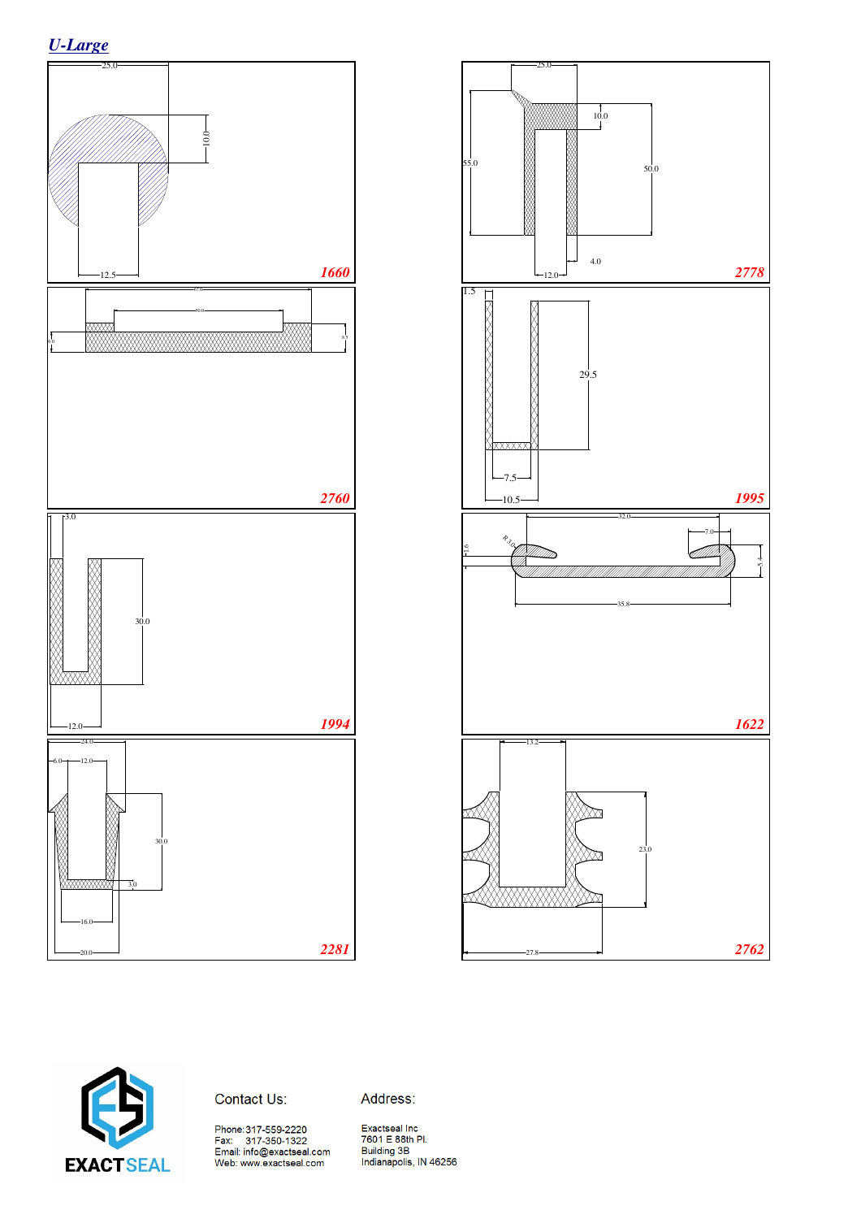## U-Large

25.0
10.0
12.5
**1660**

25.0
10.0
55.0
50.0
4.0
12.0
**2778**

67.0
50.0
6.0
8.5
**2760**

1.5
29.5
7.5
10.5
**1995**

3.0
30.0
12.0
**1994**

32.0
7.0
R 3.0
1.6
5.4
35.8
**1622**

24.0
6.0
12.0
30.0
3.0
16.0
20.0
**2281**

13.2
23.0
27.8
**2762**

Contact Us:

Phone: 317-559-2220
Fax: 317-350-1322
Email: info@exactseal.com
Web: www.exactseal.com

Address:

Exactseal Inc
7601 E 88th Pl.
Building 3B
Indianapolis, IN 46256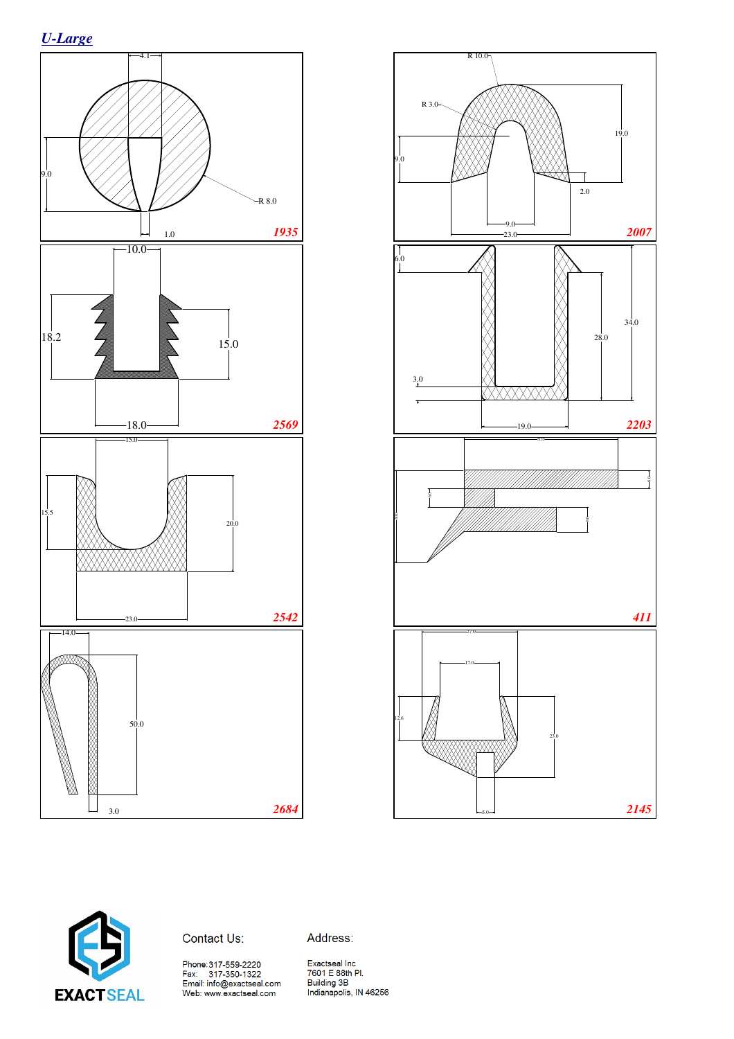## *U-Large*

4.1

9.0

R 8.0

1.0

**1935**

R 10.0

R 3.0

9.0

19.0

2.0

9.0

23.0

**2007**

10.0

18.2

15.0

18.0

**2569**

6.0

34.0

28.0

3.0

19.0

**2203**

15.0

15.5

20.0

23.0

**2542**

**411**

14.0

50.0

3.0

**2684**

27.0

17.0

12.6

23.0

5.0

**2145**

Contact Us:

Phone: 317-559-2220
Fax: 317-350-1322
Email: info@exactseal.com
Web: www.exactseal.com

Address:

Exactseal Inc
7601 E 88th Pl.
Building 3B
Indianapolis, IN 46256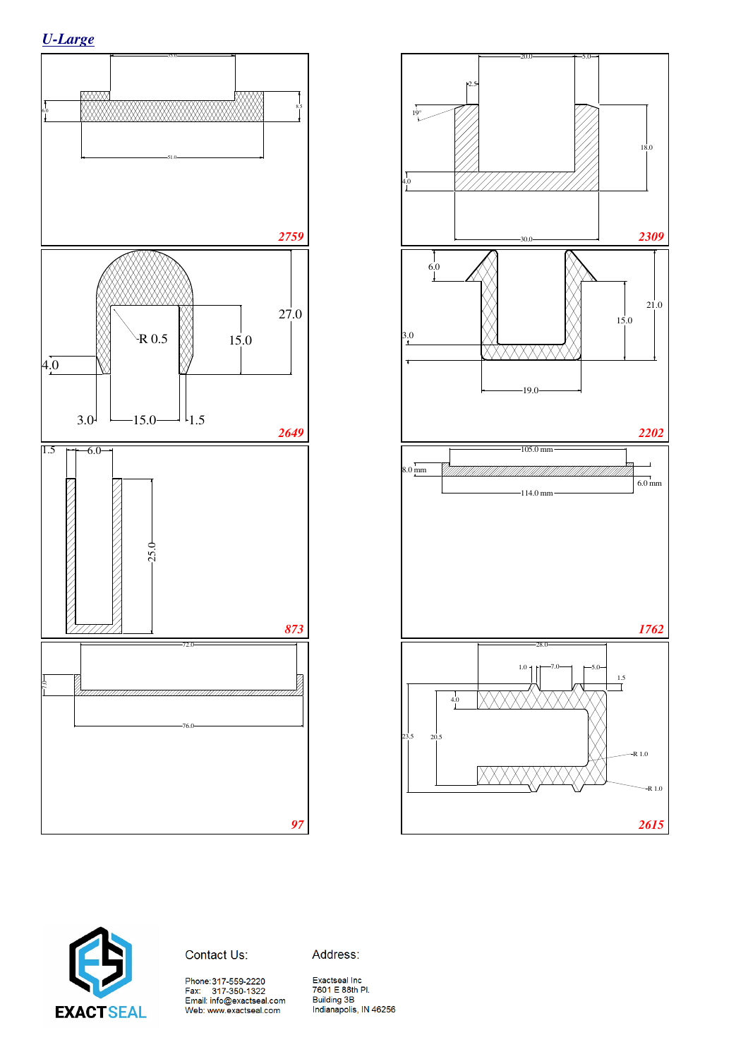## U-Large

55.0
6.0
8.5
51.0
2759

20.0
5.0
2.5
19°
18.0
4.0
30.0
2309

R 0.5
27.0
15.0
4.0
3.0
15.0
1.5
2649

6.0
21.0
15.0
3.0
19.0
2202

1.5
6.0
25.0
873

105.0 mm
8.0 mm
6.0 mm
114.0 mm
1762

72.0
7.0
76.0
97

28.0
1.0
7.0
5.0
1.5
4.0
23.5
20.5
R 1.0
R 1.0
2615

EXACTSEAL

Contact Us:

Phone: 317-559-2220
Fax: 317-350-1322
Email: info@exactseal.com
Web: www.exactseal.com

Address:

Exactseal Inc
7601 E 88th Pl.
Building 3B
Indianapolis, IN 46256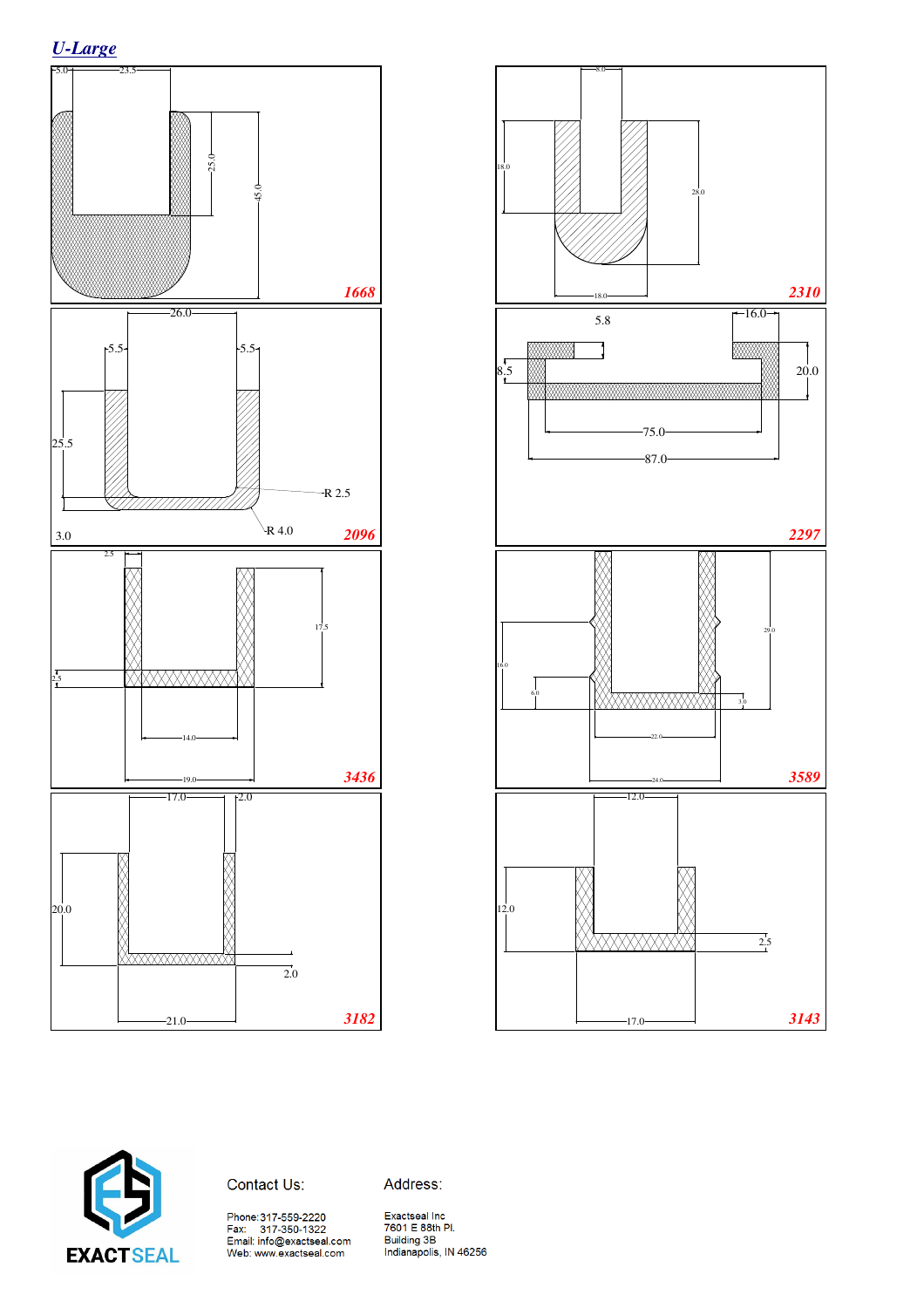## U-Large

5.0 23.5 25.0 45.0

1668

8.0 18.0 28.0 18.0

2310

26.0 5.5 5.5 25.5 R 2.5 R 4.0 3.0

2096

5.8 16.0 8.5 20.0 75.0 87.0

2297

2.5 17.5 2.5 14.0 19.0

3436

16.0 6.0 29.0 3.0 22.0 24.0

3589

17.0 2.0 20.0 2.0 21.0

3182

12.0 12.0 2.5 17.0

3143

EXACTSEAL

Contact Us:

Phone: 317-559-2220
Fax: 317-350-1322
Email: info@exactseal.com
Web: www.exactseal.com

Address:

Exactseal Inc
7601 E 88th Pl.
Building 3B
Indianapolis, IN 46256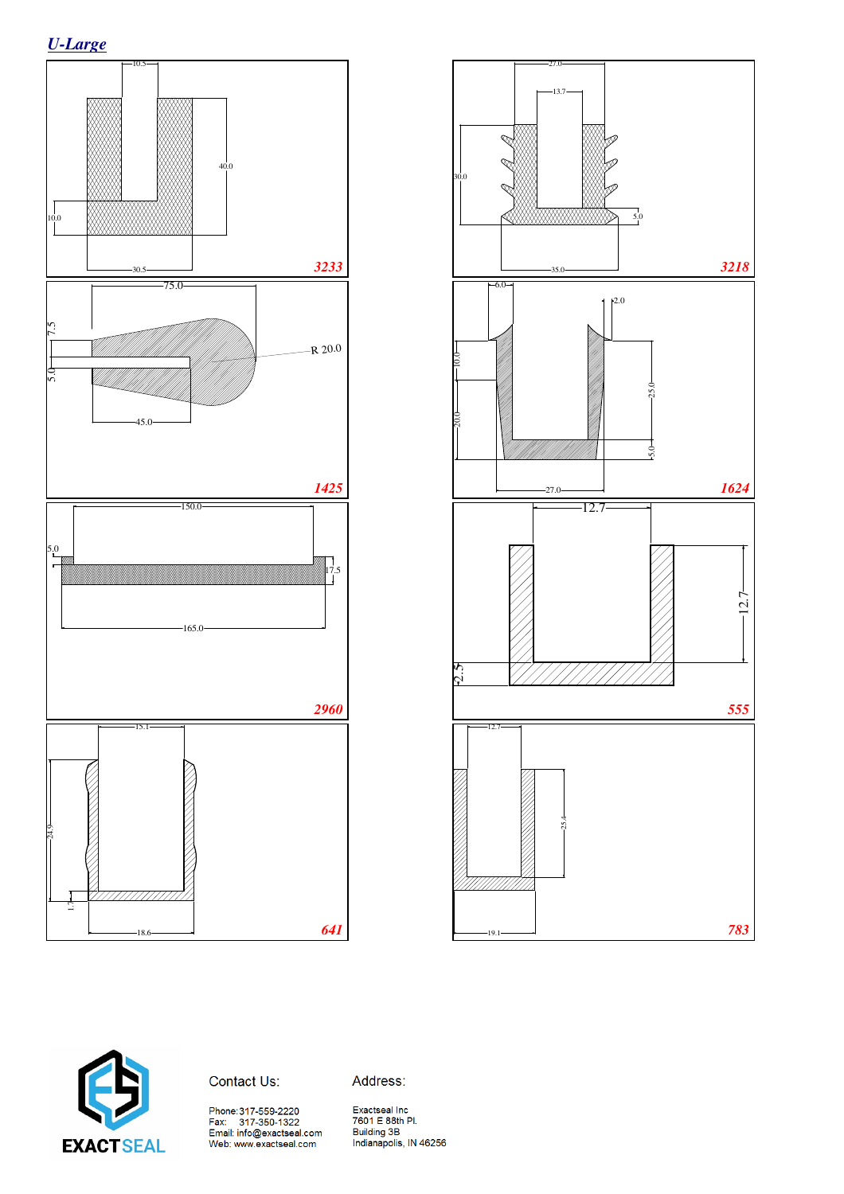## *U-Large*

10.5

40.0

10.0

30.5

**3233**

27.0

13.7

30.0

5.0

35.0

**3218**

75.0

7.5

5.0

R 20.0

45.0

**1425**

6.0

2.0

10.0

20.0

25.0

5.0

27.0

**1624**

150.0

5.0

17.5

165.0

**2960**

12.7

12.7

2.5

**555**

15.1

24.9

1.7

18.6

**641**

12.7

25.4

19.1

**783**

EXACTSEAL

Contact Us:

Phone: 317-559-2220
Fax: 317-350-1322
Email: info@exactseal.com
Web: www.exactseal.com

Address:

Exactseal Inc
7601 E 88th Pl.
Building 3B
Indianapolis, IN 46256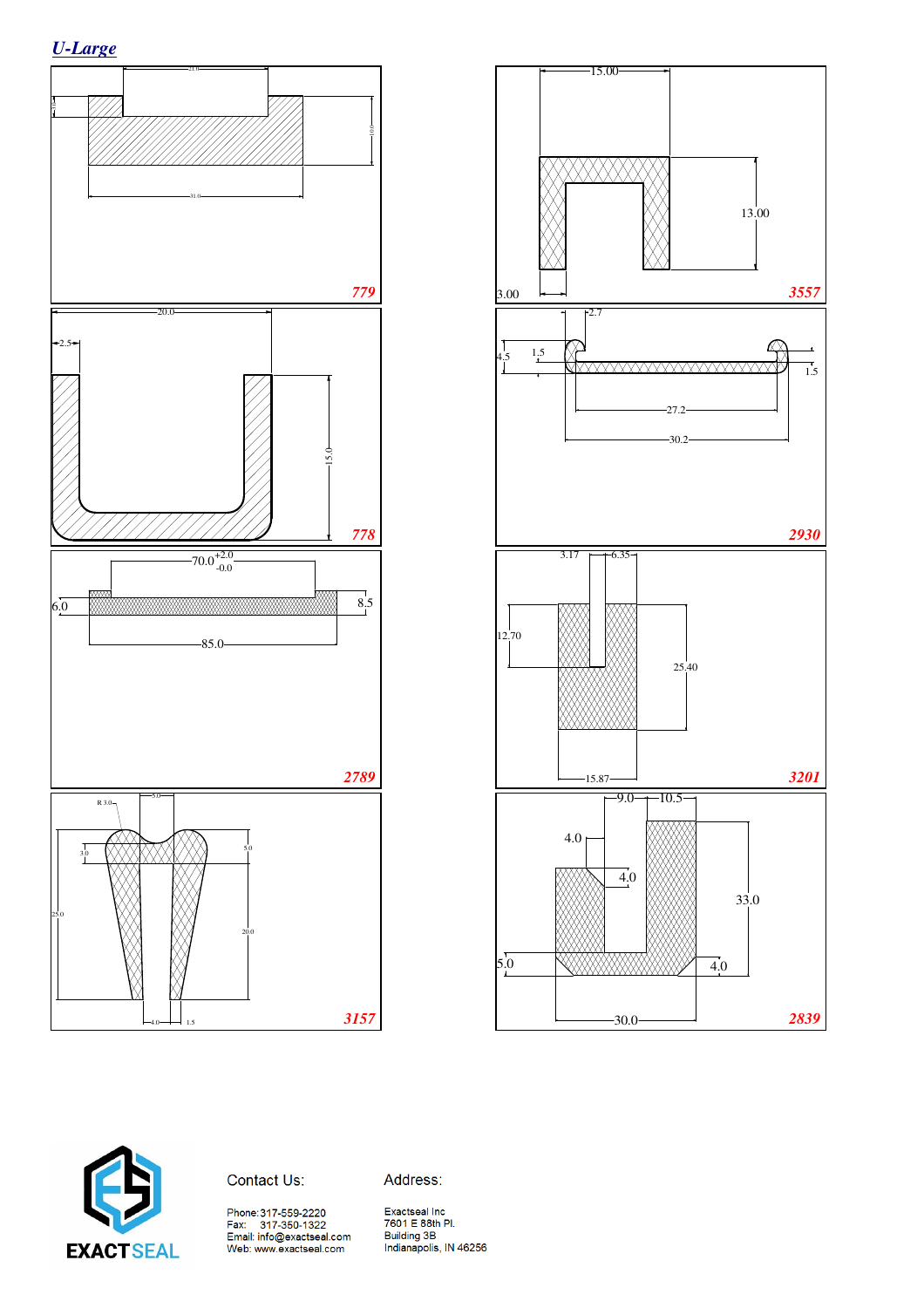## *U-Large*

21.0

3.0

10.0

31.0

**779**

15.00

13.00

3.00

**3557**

20.0

2.5

15.0

**778**

2.7

4.5

1.5

1.5

27.2

30.2

**2930**

$70.0^{+2.0}_{-0.0}$

6.0

8.5

85.0

**2789**

3.17

6.35

12.70

25.40

15.87

**3201**

R 3.0

5.0

3.0

5.0

25.0

20.0

4.0

1.5

**3157**

9.0

10.5

4.0

4.0

33.0

5.0

4.0

30.0

**2839**

EXACTSEAL

Contact Us:

Phone: 317-559-2220
Fax: 317-350-1322
Email: info@exactseal.com
Web: www.exactseal.com

Address:

Exactseal Inc
7601 E 88th Pl.
Building 3B
Indianapolis, IN 46256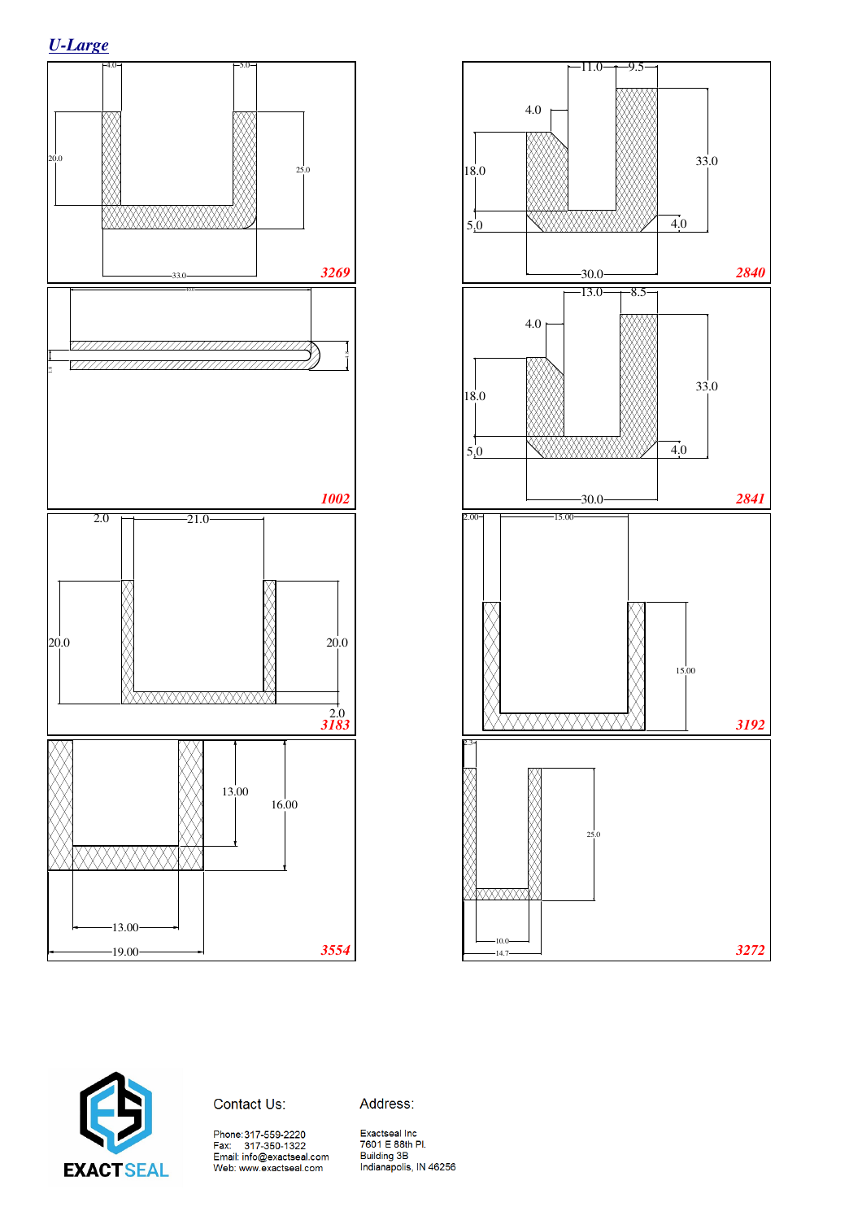## *U-Large*

4.0 5.0 20.0 25.0 33.0 **3269**

11.0 9.5 4.0 18.0 33.0 5.0 4.0 30.0 **2840**

**1002**

13.0 8.5 4.0 18.0 33.0 5.0 4.0 30.0 **2841**

2.0 21.0 20.0 20.0 2.0 **3183**

2.00 15.00 15.00 **3192**

13.00 16.00 13.00 19.00 **3554**

2.3 25.0 10.0 14.7 **3272**

EXACTSEAL

Contact Us:

Phone: 317-559-2220
Fax: 317-350-1322
Email: info@exactseal.com
Web: www.exactseal.com

Address:

Exactseal Inc
7601 E 88th Pl.
Building 3B
Indianapolis, IN 46256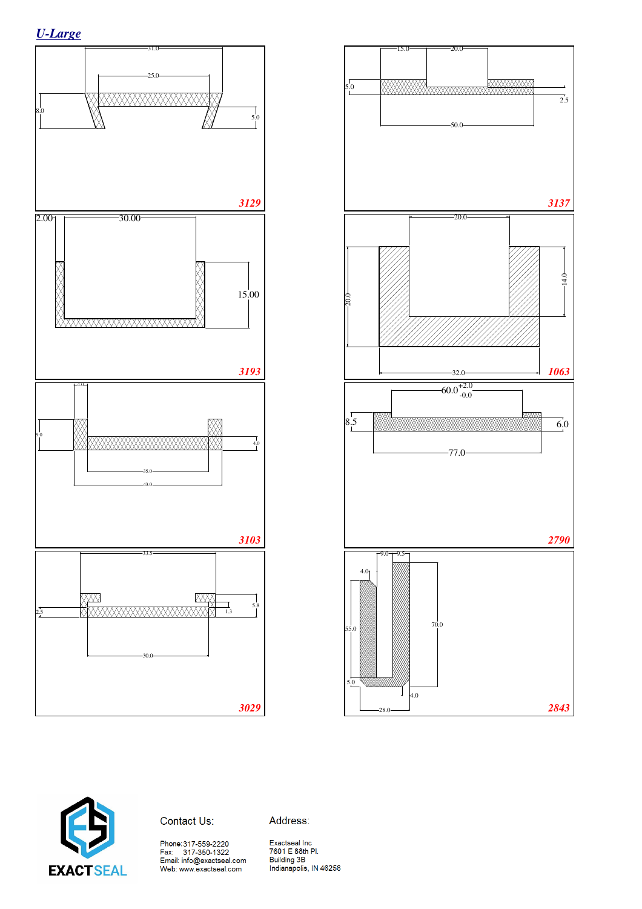## *U-Large*

31.0
25.0
8.0
5.0

**3129**

15.0
20.0
5.0
2.5
50.0

**3137**

2.00
30.00
15.00

**3193**

20.0
20.0
14.0
32.0

**1063**

4.0
9.0
4.0
35.0
43.0

**3103**

$60.0^{+2.0}_{-0.0}$
8.5
6.0
77.0

**2790**

33.5
2.5
5.8
1.3
30.0

**3029**

9.0
9.5
4.0
55.0
70.0
5.0
4.0
28.0

**2843**

EXACTSEAL

Contact Us:

Phone: 317-559-2220
Fax: 317-350-1322
Email: info@exactseal.com
Web: www.exactseal.com

Address:

Exactseal Inc
7601 E 88th Pl.
Building 3B
Indianapolis, IN 46256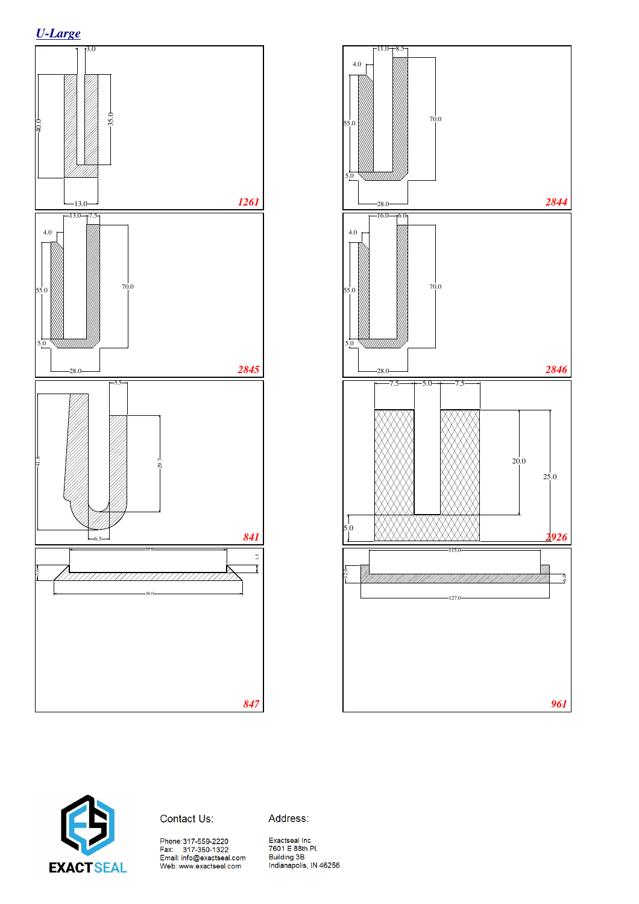## *U-Large*

3.0

40.0

35.0

13.0

**1261**

11.0 8.5

4.0

55.0

70.0

5.0

28.0

**2844**

13.0 7.5

4.0

55.0

70.0

5.0

28.0

**2845**

16.0 6.0

4.0

55.0

70.0

5.0

28.0

**2846**

5.5

41.8

29.7

6.5

**841**

7.5 5.0 7.5

20.0

25.0

5.0

**2926**

30.0

1.5

36.0

**847**

115.0

12.0

6.0

127.0

**961**

EXACTSEAL

Contact Us:

Phone: 317-559-2220
Fax: 317-350-1322
Email: info@exactseal.com
Web: www.exactseal.com

Address:

Exactseal Inc
7601 E 88th Pl.
Building 3B
Indianapolis, IN 46256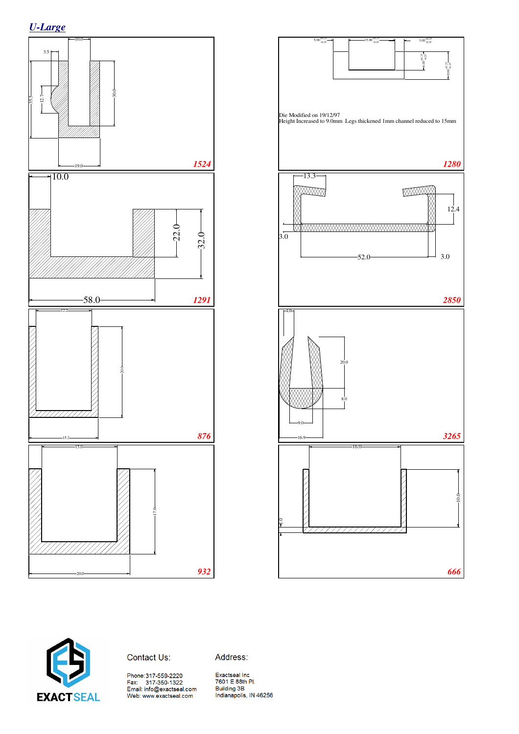## *U-Large*

3.5

10.0

35.5

12.7

30.0

19.0

**1524**

$5.00^{+0.25}_{-0.25}$

$15.00^{+0.25}_{-0.25}$

$3.00^{+0.25}_{-0.25}$

$6.00^{+0.25}_{-0.25}$

$9.00^{+0.25}_{-0.25}$

Die Modified on 19/12/97
Height Increased to 9.0mm Legs thickened 1mm channel reduced to 15mm

**1280**

10.0

22.0

32.0

58.0

**1291**

13.3

12.4

3.0

52.0

3.0

**2850**

12.2

20.0

15.2

**876**

4.0

20.0

8.0

9.0

16.9

**3265**

15.0

17.0

20.0

**932**

16.0

1.0

10.0

**666**

EXACTSEAL

Contact Us:

Phone: 317-559-2220
Fax: 317-350-1322
Email: info@exactseal.com
Web: www.exactseal.com

Address:

Exactseal Inc
7601 E 88th Pl.
Building 3B
Indianapolis, IN 46256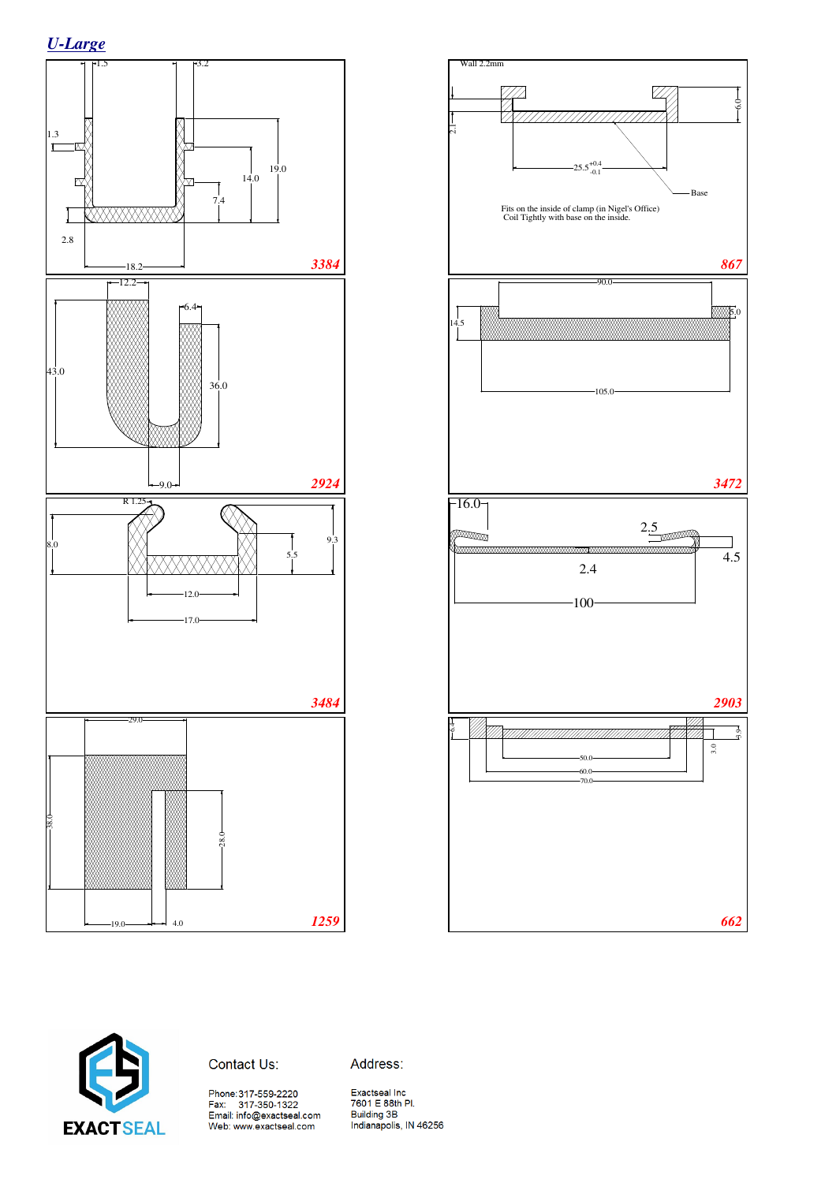## *U-Large*

1.5
3.2
1.3
19.0
14.0
7.4
2.8
18.2

**3384**

Wall 2.2mm
2.1
6.0
$25.5^{+0.4}_{-0.1}$
Base
Fits on the inside of clamp (in Nigel's Office)
Coil Tightly with base on the inside.

**867**

12.2
6.4
43.0
36.0
9.0

**2924**

90.0
14.5
5.0
105.0

**3472**

R 1.25
8.0
9.3
5.5
12.0
17.0

**3484**

16.0
2.5
4.5
2.4
100

**2903**

29.0
38.0
28.0
19.0
4.0

**1259**

6.4
5.9
3.0
50.0
60.0
70.0

**662**

EXACTSEAL

Contact Us:

Phone: 317-559-2220
Fax: 317-350-1322
Email: info@exactseal.com
Web: www.exactseal.com

Address:

Exactseal Inc
7601 E 88th Pl.
Building 3B
Indianapolis, IN 46256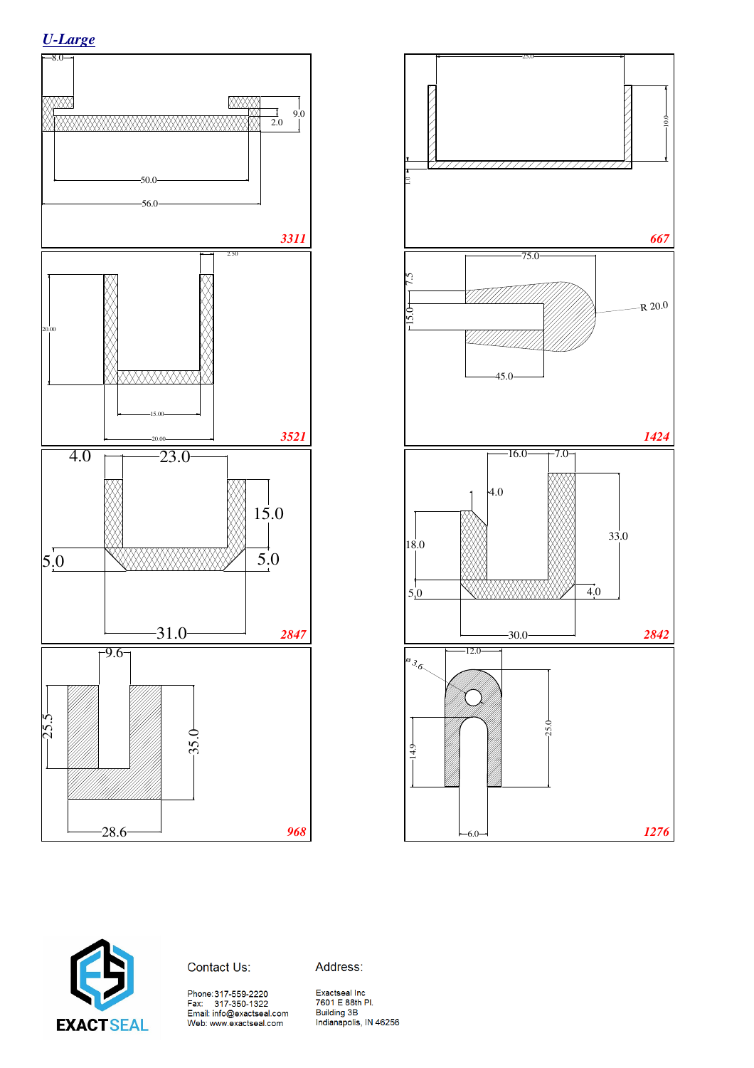## *U-Large*

**3311**: 8.0, 9.0, 2.0, 50.0, 56.0

**667**: 25.0, 10.0, 1.0

**3521**: 2.50, 20.00, 15.00, 20.00

**1424**: 75.0, 7.5, 15.0, R 20.0, 45.0

**2847**: 4.0, 23.0, 15.0, 5.0, 5.0, 31.0

**2842**: 16.0, 7.0, 4.0, 18.0, 33.0, 5.0, 4.0, 30.0

**968**: 9.6, 25.5, 35.0, 28.6

**1276**: ø 3.6, 12.0, 14.9, 25.0, 6.0

EXACTSEAL

Contact Us:

Phone: 317-559-2220
Fax: 317-350-1322
Email: info@exactseal.com
Web: www.exactseal.com

Address:

Exactseal Inc
7601 E 88th Pl.
Building 3B
Indianapolis, IN 46256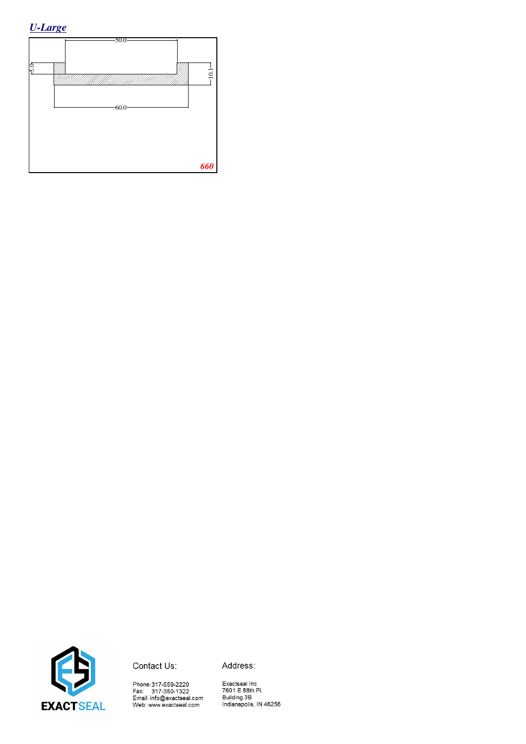## *U-Large*

50.0
5.0
10.1
60.0
660

Contact Us:

Phone: 317-559-2220
Fax: 317-350-1322
Email: info@exactseal.com
Web: www.exactseal.com

Address:

Exactseal Inc
7601 E 88th Pl.
Building 3B
Indianapolis, IN 46256